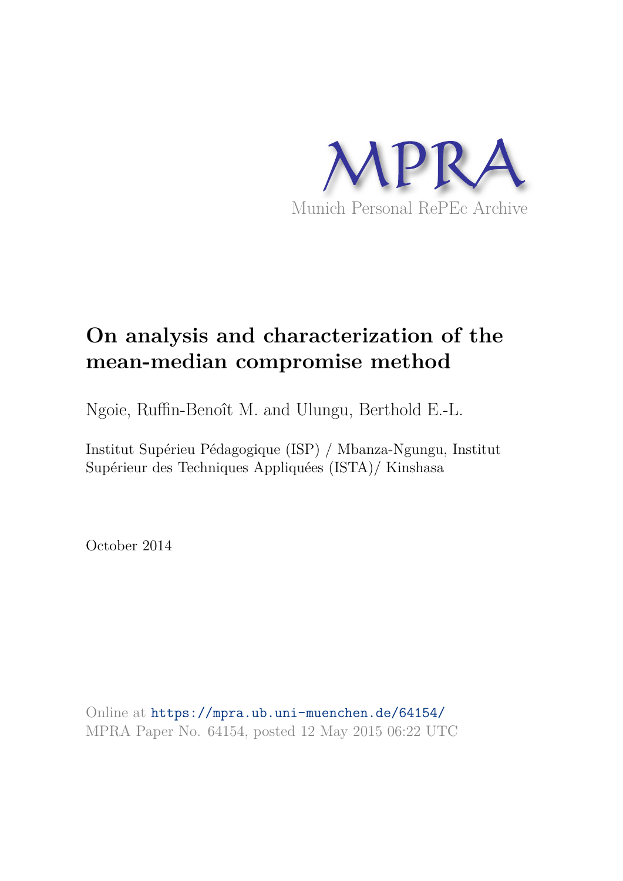MPRA

Munich Personal RePEc Archive

# On analysis and characterization of the mean-median compromise method

Ngoie, Ruffin-Benoît M. and Ulungu, Berthold E.-L.

Institut Supérieu Pédagogique (ISP) / Mbanza-Ngungu, Institut Supérieur des Techniques Appliquées (ISTA)/ Kinshasa

October 2014

Online at https://mpra.ub.uni-muenchen.de/64154/
MPRA Paper No. 64154, posted 12 May 2015 06:22 UTC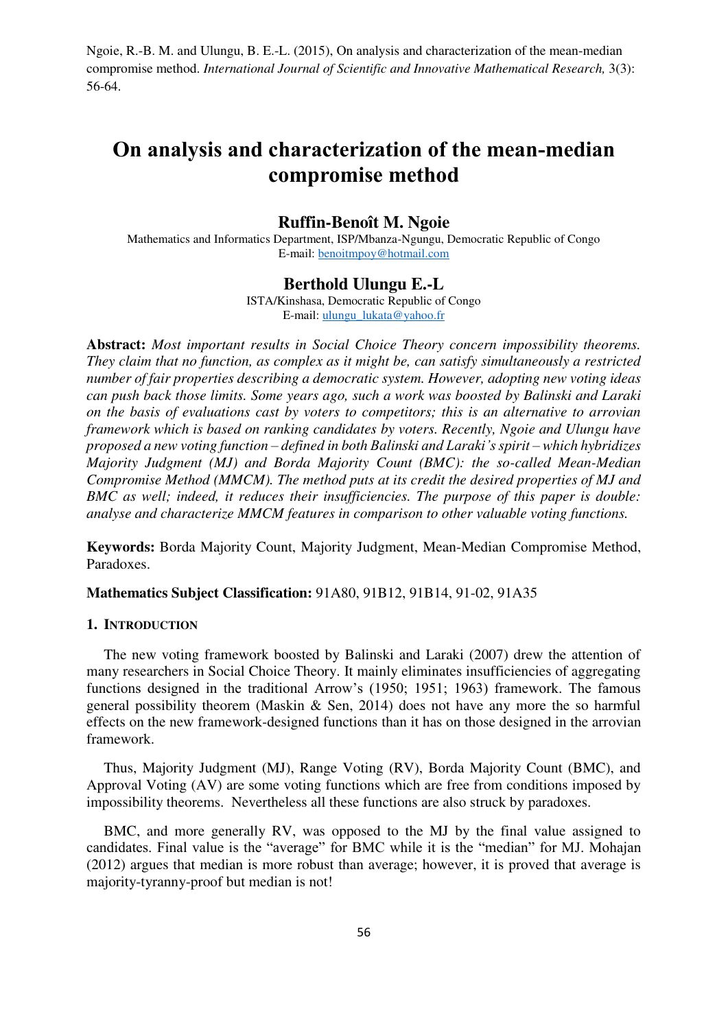Ngoie, R.-B. M. and Ulungu, B. E.-L. (2015), On analysis and characterization of the mean-median compromise method. *International Journal of Scientific and Innovative Mathematical Research,* 3(3): 56-64.

# On analysis and characterization of the mean-median compromise method

## Ruffin-Benoît M. Ngoie

Mathematics and Informatics Department, ISP/Mbanza-Ngungu, Democratic Republic of Congo
E-mail: benoitmpoy@hotmail.com

## Berthold Ulungu E.-L

ISTA/Kinshasa, Democratic Republic of Congo
E-mail: ulungu_lukata@yahoo.fr

**Abstract:** *Most important results in Social Choice Theory concern impossibility theorems. They claim that no function, as complex as it might be, can satisfy simultaneously a restricted number of fair properties describing a democratic system. However, adopting new voting ideas can push back those limits. Some years ago, such a work was boosted by Balinski and Laraki on the basis of evaluations cast by voters to competitors; this is an alternative to arrovian framework which is based on ranking candidates by voters. Recently, Ngoie and Ulungu have proposed a new voting function – defined in both Balinski and Laraki's spirit – which hybridizes Majority Judgment (MJ) and Borda Majority Count (BMC): the so-called Mean-Median Compromise Method (MMCM). The method puts at its credit the desired properties of MJ and BMC as well; indeed, it reduces their insufficiencies. The purpose of this paper is double: analyse and characterize MMCM features in comparison to other valuable voting functions.*

**Keywords:** Borda Majority Count, Majority Judgment, Mean-Median Compromise Method, Paradoxes.

**Mathematics Subject Classification:** 91A80, 91B12, 91B14, 91-02, 91A35

### 1. Introduction

The new voting framework boosted by Balinski and Laraki (2007) drew the attention of many researchers in Social Choice Theory. It mainly eliminates insufficiencies of aggregating functions designed in the traditional Arrow's (1950; 1951; 1963) framework. The famous general possibility theorem (Maskin & Sen, 2014) does not have any more the so harmful effects on the new framework-designed functions than it has on those designed in the arrovian framework.

Thus, Majority Judgment (MJ), Range Voting (RV), Borda Majority Count (BMC), and Approval Voting (AV) are some voting functions which are free from conditions imposed by impossibility theorems. Nevertheless all these functions are also struck by paradoxes.

BMC, and more generally RV, was opposed to the MJ by the final value assigned to candidates. Final value is the "average" for BMC while it is the "median" for MJ. Mohajan (2012) argues that median is more robust than average; however, it is proved that average is majority-tyranny-proof but median is not!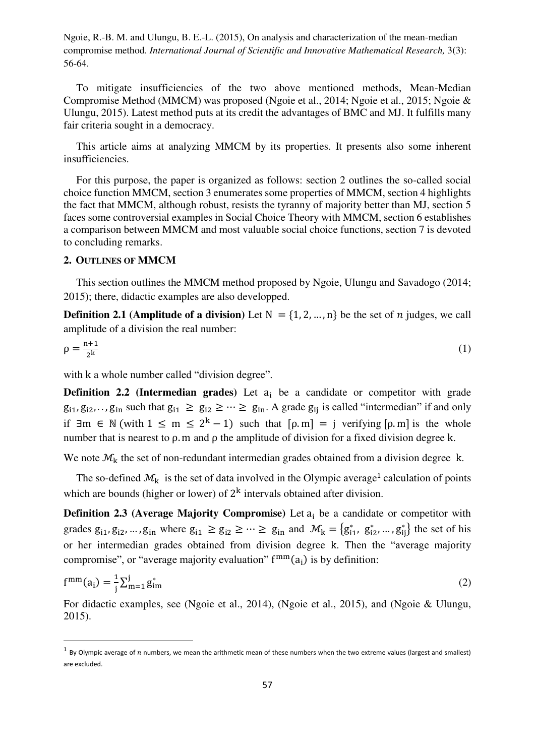To mitigate insufficiencies of the two above mentioned methods, Mean-Median Compromise Method (MMCM) was proposed (Ngoie et al., 2014; Ngoie et al., 2015; Ngoie & Ulungu, 2015). Latest method puts at its credit the advantages of BMC and MJ. It fulfills many fair criteria sought in a democracy.

This article aims at analyzing MMCM by its properties. It presents also some inherent insufficiencies.

For this purpose, the paper is organized as follows: section 2 outlines the so-called social choice function MMCM, section 3 enumerates some properties of MMCM, section 4 highlights the fact that MMCM, although robust, resists the tyranny of majority better than MJ, section 5 faces some controversial examples in Social Choice Theory with MMCM, section 6 establishes a comparison between MMCM and most valuable social choice functions, section 7 is devoted to concluding remarks.

## 2. Outlines of MMCM

This section outlines the MMCM method proposed by Ngoie, Ulungu and Savadogo (2014; 2015); there, didactic examples are also developped.

**Definition 2.1 (Amplitude of a division)** Let $N = \{1, 2, \dots, n\}$ be the set of $n$ judges, we call amplitude of a division the real number:

$$\rho = \frac{n+1}{2^k} \tag{1}$$

with k a whole number called "division degree".

**Definition 2.2 (Intermedian grades)** Let $a_i$ be a candidate or competitor with grade $g_{i1}, g_{i2}, \dots, g_{in}$ such that $g_{i1} \geq g_{i2} \geq \dots \geq g_{in}$. A grade $g_{ij}$ is called "intermedian" if and only if $\exists m \in \mathbb{N}$ (with $1 \leq m \leq 2^k - 1$) such that $[\rho.m] = j$ verifying $[\rho.m]$ is the whole number that is nearest to $\rho.m$ and $\rho$ the amplitude of division for a fixed division degree k.

We note $\mathcal{M}_k$ the set of non-redundant intermedian grades obtained from a division degree k.

The so-defined $\mathcal{M}_k$ is the set of data involved in the Olympic average[1] calculation of points which are bounds (higher or lower) of $2^k$ intervals obtained after division.

**Definition 2.3 (Average Majority Compromise)** Let $a_i$ be a candidate or competitor with grades $g_{i1}, g_{i2}, \dots, g_{in}$ where $g_{i1} \geq g_{i2} \geq \dots \geq g_{in}$ and $\mathcal{M}_k = \{g^*_{i1}, g^*_{i2}, \dots, g^*_{ij}\}$ the set of his or her intermedian grades obtained from division degree k. Then the "average majority compromise", or "average majority evaluation" $f^{mm}(a_i)$ is by definition:

$$f^{mm}(a_i) = \frac{1}{j}\sum_{m=1}^{j} g^*_{im} \tag{2}$$

For didactic examples, see (Ngoie et al., 2014), (Ngoie et al., 2015), and (Ngoie & Ulungu, 2015).

[1] By Olympic average of $n$ numbers, we mean the arithmetic mean of these numbers when the two extreme values (largest and smallest) are excluded.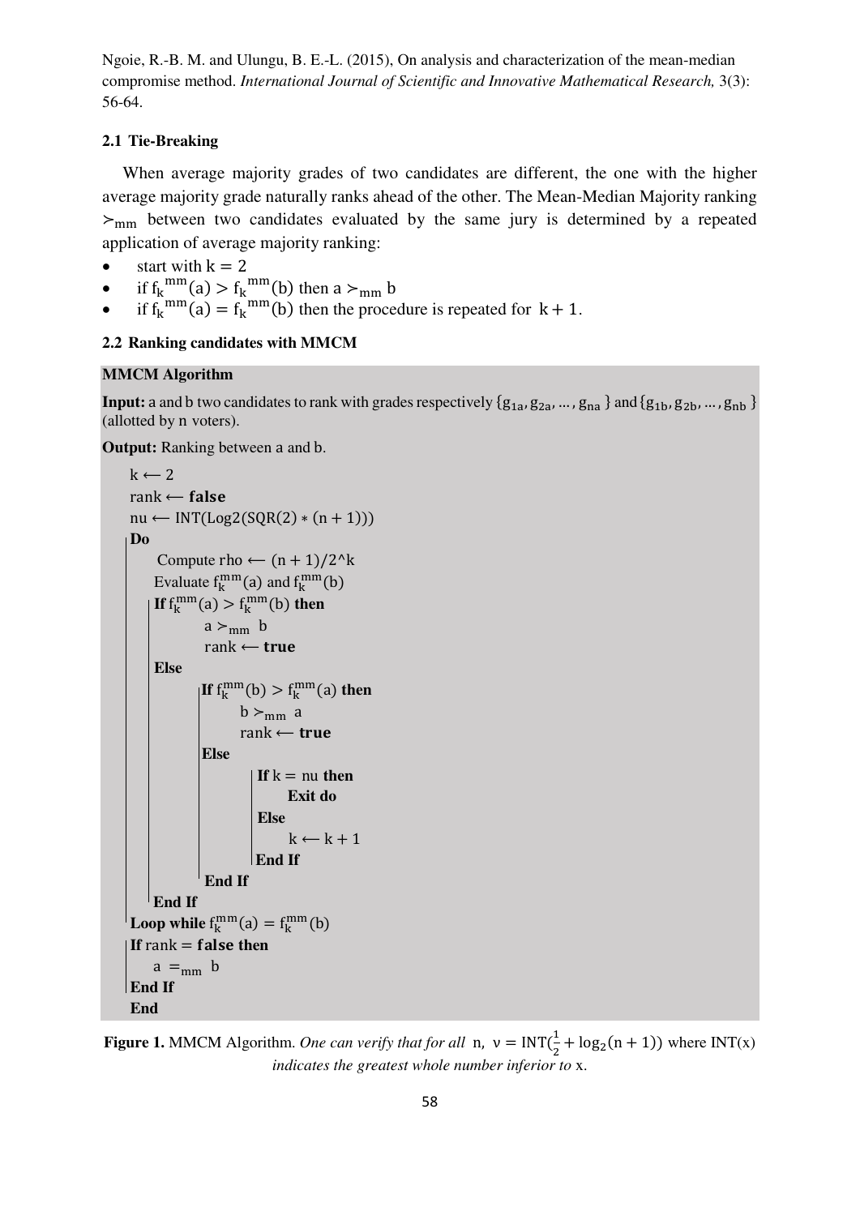Ngoie, R.-B. M. and Ulungu, B. E.-L. (2015), On analysis and characterization of the mean-median compromise method. *International Journal of Scientific and Innovative Mathematical Research,* 3(3): 56-64.

### 2.1 Tie-Breaking

When average majority grades of two candidates are different, the one with the higher average majority grade naturally ranks ahead of the other. The Mean-Median Majority ranking $\succ_{mm}$ between two candidates evaluated by the same jury is determined by a repeated application of average majority ranking:

- start with $k = 2$
- if ${f_k}^{mm}(a) > {f_k}^{mm}(b)$ then $a \succ_{mm} b$
- if ${f_k}^{mm}(a) = {f_k}^{mm}(b)$ then the procedure is repeated for $k + 1$.

### 2.2 Ranking candidates with MMCM

**MMCM Algorithm**

**Input:** a and b two candidates to rank with grades respectively $\{g_{1a}, g_{2a}, \ldots, g_{na}\}$ and $\{g_{1b}, g_{2b}, \ldots, g_{nb}\}$ (allotted by n voters).

**Output:** Ranking between a and b.

```
k ⟵ 2
rank ⟵ false
nu ⟵ INT(Log2(SQR(2) * (n + 1)))
Do
    Compute rho ⟵ (n + 1)/2^k
    Evaluate f_k^mm(a) and f_k^mm(b)
    If f_k^mm(a) > f_k^mm(b) then
        a ≻_mm b
        rank ⟵ true
    Else
        If f_k^mm(b) > f_k^mm(a) then
            b ≻_mm a
            rank ⟵ true
        Else
            If k = nu then
                Exit do
            Else
                k ⟵ k + 1
            End If
        End If
    End If
Loop while f_k^mm(a) = f_k^mm(b)
If rank = false then
    a =_mm b
End If
End
```

**Figure 1.** MMCM Algorithm. *One can verify that for all* n, $\nu = \text{INT}(\frac{1}{2} + \log_2(n + 1))$ where INT(x) *indicates the greatest whole number inferior to* x.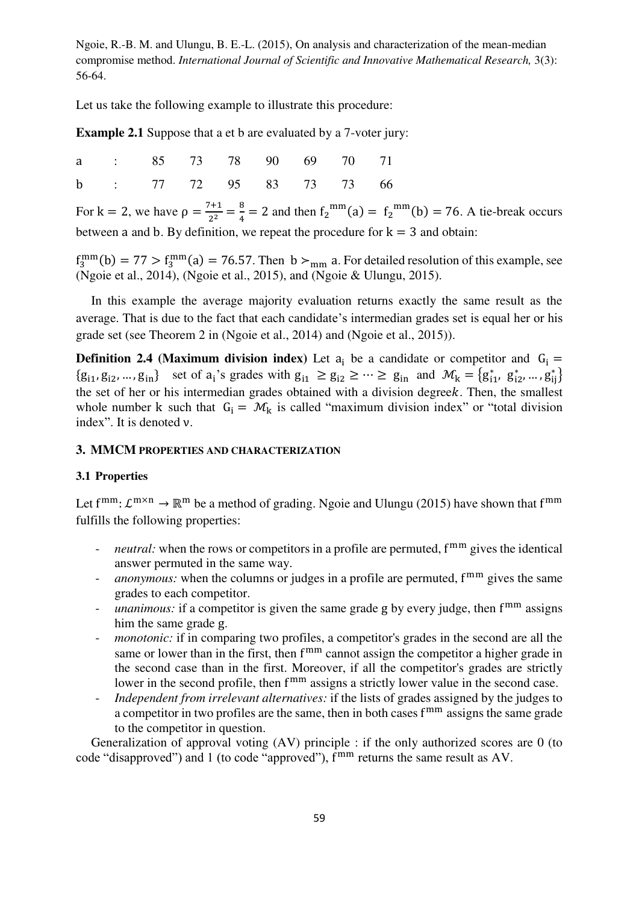Let us take the following example to illustrate this procedure:

**Example 2.1** Suppose that a et b are evaluated by a 7-voter jury:

| | | | | | | | | |
|---|---|---|---|---|---|---|---|---|
| a | : | 85 | 73 | 78 | 90 | 69 | 70 | 71 |
| b | : | 77 | 72 | 95 | 83 | 73 | 73 | 66 |

For $k = 2$, we have $\rho = \frac{7+1}{2^2} = \frac{8}{4} = 2$ and then ${f_2}^{mm}(a) = {f_2}^{mm}(b) = 76$. A tie-break occurs between a and b. By definition, we repeat the procedure for $k = 3$ and obtain:

$f_3^{mm}(b) = 77 > f_3^{mm}(a) = 76.57$. Then $b \succ_{mm} a$. For detailed resolution of this example, see (Ngoie et al., 2014), (Ngoie et al., 2015), and (Ngoie & Ulungu, 2015).

In this example the average majority evaluation returns exactly the same result as the average. That is due to the fact that each candidate's intermedian grades set is equal her or his grade set (see Theorem 2 in (Ngoie et al., 2014) and (Ngoie et al., 2015)).

**Definition 2.4 (Maximum division index)** Let $a_i$ be a candidate or competitor and $G_i = \{g_{i1}, g_{i2}, \dots, g_{in}\}$ set of $a_i$'s grades with $g_{i1} \geq g_{i2} \geq \cdots \geq g_{in}$ and $\mathcal{M}_k = \{g_{i1}^*, g_{i2}^*, \dots, g_{ij}^*\}$ the set of her or his intermedian grades obtained with a division degree $k$. Then, the smallest whole number $k$ such that $G_i = \mathcal{M}_k$ is called "maximum division index" or "total division index". It is denoted $\nu$.

## 3. MMCM PROPERTIES AND CHARACTERIZATION

### 3.1 Properties

Let $f^{mm}: \mathcal{L}^{m \times n} \to \mathbb{R}^m$ be a method of grading. Ngoie and Ulungu (2015) have shown that $f^{mm}$ fulfills the following properties:

- *neutral:* when the rows or competitors in a profile are permuted, $f^{mm}$ gives the identical answer permuted in the same way.
- *anonymous:* when the columns or judges in a profile are permuted, $f^{mm}$ gives the same grades to each competitor.
- *unanimous:* if a competitor is given the same grade g by every judge, then $f^{mm}$ assigns him the same grade g.
- *monotonic:* if in comparing two profiles, a competitor's grades in the second are all the same or lower than in the first, then $f^{mm}$ cannot assign the competitor a higher grade in the second case than in the first. Moreover, if all the competitor's grades are strictly lower in the second profile, then $f^{mm}$ assigns a strictly lower value in the second case.
- *Independent from irrelevant alternatives:* if the lists of grades assigned by the judges to a competitor in two profiles are the same, then in both cases $f^{mm}$ assigns the same grade to the competitor in question.

Generalization of approval voting (AV) principle : if the only authorized scores are 0 (to code "disapproved") and 1 (to code "approved"), $f^{mm}$ returns the same result as AV.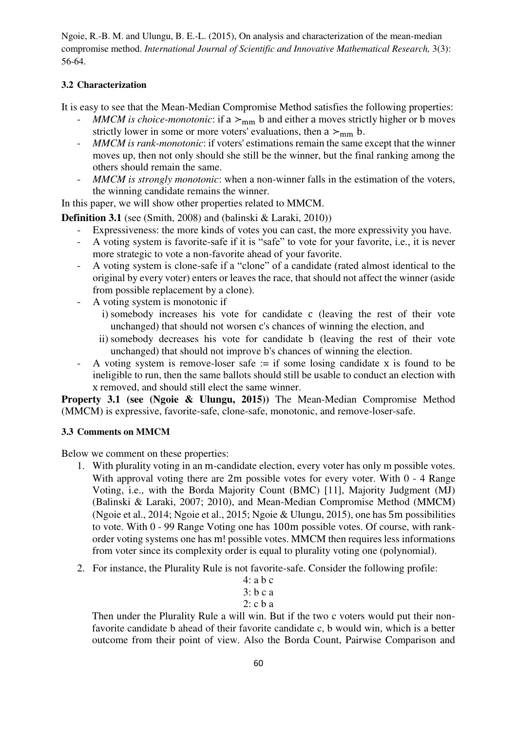### 3.2 Characterization

It is easy to see that the Mean-Median Compromise Method satisfies the following properties:

- *MMCM is choice-monotonic*: if $a \succ_{mm} b$ and either a moves strictly higher or b moves strictly lower in some or more voters' evaluations, then $a \succ_{mm} b$.
- *MMCM is rank-monotonic*: if voters' estimations remain the same except that the winner moves up, then not only should she still be the winner, but the final ranking among the others should remain the same.
- *MMCM is strongly monotonic*: when a non-winner falls in the estimation of the voters, the winning candidate remains the winner.

In this paper, we will show other properties related to MMCM.

**Definition 3.1** (see (Smith, 2008) and (balinski & Laraki, 2010))

- Expressiveness: the more kinds of votes you can cast, the more expressivity you have.
- A voting system is favorite-safe if it is "safe" to vote for your favorite, i.e., it is never more strategic to vote a non-favorite ahead of your favorite.
- A voting system is clone-safe if a "clone" of a candidate (rated almost identical to the original by every voter) enters or leaves the race, that should not affect the winner (aside from possible replacement by a clone).
- A voting system is monotonic if
  - i) somebody increases his vote for candidate c (leaving the rest of their vote unchanged) that should not worsen c's chances of winning the election, and
  - ii) somebody decreases his vote for candidate b (leaving the rest of their vote unchanged) that should not improve b's chances of winning the election.
- A voting system is remove-loser safe := if some losing candidate x is found to be ineligible to run, then the same ballots should still be usable to conduct an election with x removed, and should still elect the same winner.

**Property 3.1 (see (Ngoie & Ulungu, 2015))** The Mean-Median Compromise Method (MMCM) is expressive, favorite-safe, clone-safe, monotonic, and remove-loser-safe.

### 3.3 Comments on MMCM

Below we comment on these properties:

1. With plurality voting in an m-candidate election, every voter has only m possible votes. With approval voting there are $2m$ possible votes for every voter. With 0 - 4 Range Voting, i.e., with the Borda Majority Count (BMC) [11], Majority Judgment (MJ) (Balinski & Laraki, 2007; 2010), and Mean-Median Compromise Method (MMCM) (Ngoie et al., 2014; Ngoie et al., 2015; Ngoie & Ulungu, 2015), one has $5m$ possibilities to vote. With 0 - 99 Range Voting one has $100m$ possible votes. Of course, with rank-order voting systems one has m! possible votes. MMCM then requires less informations from voter since its complexity order is equal to plurality voting one (polynomial).

2. For instance, the Plurality Rule is not favorite-safe. Consider the following profile:

   4: a b c  
   3: b c a  
   2: c b a

   Then under the Plurality Rule a will win. But if the two c voters would put their non-favorite candidate b ahead of their favorite candidate c, b would win, which is a better outcome from their point of view. Also the Borda Count, Pairwise Comparison and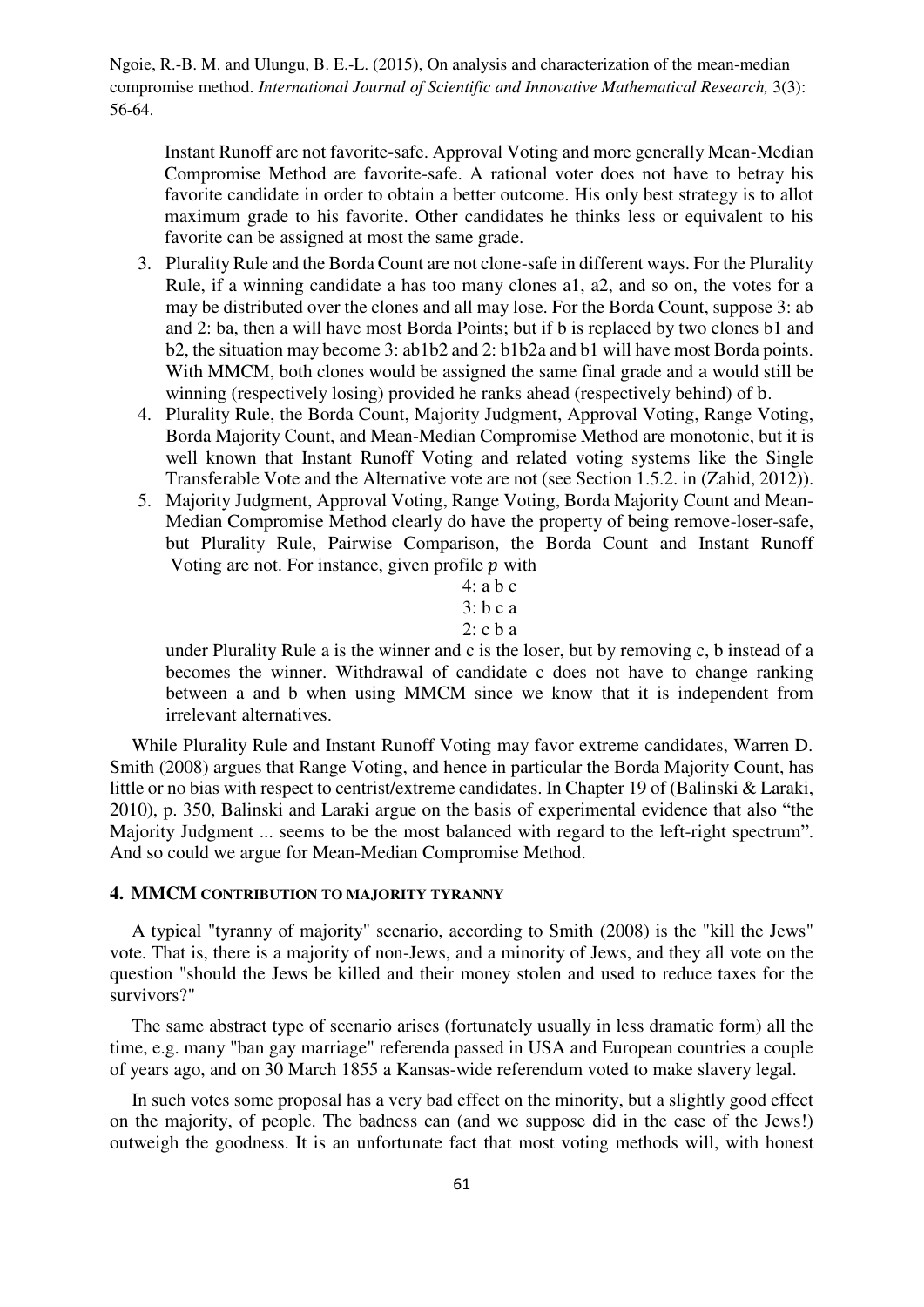Instant Runoff are not favorite-safe. Approval Voting and more generally Mean-Median Compromise Method are favorite-safe. A rational voter does not have to betray his favorite candidate in order to obtain a better outcome. His only best strategy is to allot maximum grade to his favorite. Other candidates he thinks less or equivalent to his favorite can be assigned at most the same grade.

3. Plurality Rule and the Borda Count are not clone-safe in different ways. For the Plurality Rule, if a winning candidate a has too many clones a1, a2, and so on, the votes for a may be distributed over the clones and all may lose. For the Borda Count, suppose 3: ab and 2: ba, then a will have most Borda Points; but if b is replaced by two clones b1 and b2, the situation may become 3: ab1b2 and 2: b1b2a and b1 will have most Borda points. With MMCM, both clones would be assigned the same final grade and a would still be winning (respectively losing) provided he ranks ahead (respectively behind) of b.
4. Plurality Rule, the Borda Count, Majority Judgment, Approval Voting, Range Voting, Borda Majority Count, and Mean-Median Compromise Method are monotonic, but it is well known that Instant Runoff Voting and related voting systems like the Single Transferable Vote and the Alternative vote are not (see Section 1.5.2. in (Zahid, 2012)).
5. Majority Judgment, Approval Voting, Range Voting, Borda Majority Count and Mean-Median Compromise Method clearly do have the property of being remove-loser-safe, but Plurality Rule, Pairwise Comparison, the Borda Count and Instant Runoff Voting are not. For instance, given profile $p$ with

   4: a b c
   3: b c a
   2: c b a

   under Plurality Rule a is the winner and c is the loser, but by removing c, b instead of a becomes the winner. Withdrawal of candidate c does not have to change ranking between a and b when using MMCM since we know that it is independent from irrelevant alternatives.

While Plurality Rule and Instant Runoff Voting may favor extreme candidates, Warren D. Smith (2008) argues that Range Voting, and hence in particular the Borda Majority Count, has little or no bias with respect to centrist/extreme candidates. In Chapter 19 of (Balinski & Laraki, 2010), p. 350, Balinski and Laraki argue on the basis of experimental evidence that also "the Majority Judgment ... seems to be the most balanced with regard to the left-right spectrum". And so could we argue for Mean-Median Compromise Method.

## 4. MMCM CONTRIBUTION TO MAJORITY TYRANNY

A typical "tyranny of majority" scenario, according to Smith (2008) is the "kill the Jews" vote. That is, there is a majority of non-Jews, and a minority of Jews, and they all vote on the question "should the Jews be killed and their money stolen and used to reduce taxes for the survivors?"

The same abstract type of scenario arises (fortunately usually in less dramatic form) all the time, e.g. many "ban gay marriage" referenda passed in USA and European countries a couple of years ago, and on 30 March 1855 a Kansas-wide referendum voted to make slavery legal.

In such votes some proposal has a very bad effect on the minority, but a slightly good effect on the majority, of people. The badness can (and we suppose did in the case of the Jews!) outweigh the goodness. It is an unfortunate fact that most voting methods will, with honest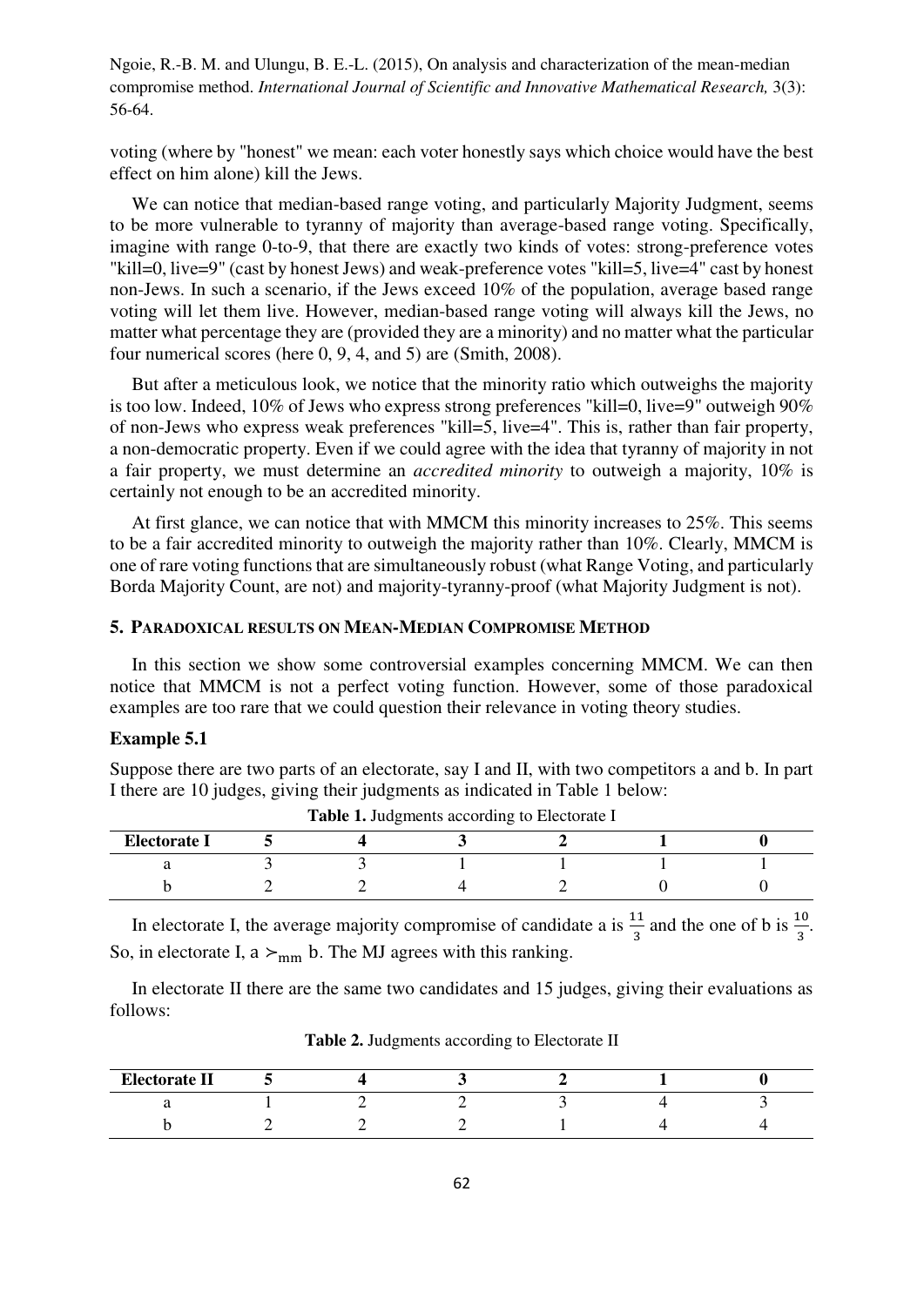voting (where by "honest" we mean: each voter honestly says which choice would have the best effect on him alone) kill the Jews.

We can notice that median-based range voting, and particularly Majority Judgment, seems to be more vulnerable to tyranny of majority than average-based range voting. Specifically, imagine with range 0-to-9, that there are exactly two kinds of votes: strong-preference votes "kill=0, live=9" (cast by honest Jews) and weak-preference votes "kill=5, live=4" cast by honest non-Jews. In such a scenario, if the Jews exceed 10% of the population, average based range voting will let them live. However, median-based range voting will always kill the Jews, no matter what percentage they are (provided they are a minority) and no matter what the particular four numerical scores (here 0, 9, 4, and 5) are (Smith, 2008).

But after a meticulous look, we notice that the minority ratio which outweighs the majority is too low. Indeed, 10% of Jews who express strong preferences "kill=0, live=9" outweigh 90% of non-Jews who express weak preferences "kill=5, live=4". This is, rather than fair property, a non-democratic property. Even if we could agree with the idea that tyranny of majority in not a fair property, we must determine an *accredited minority* to outweigh a majority, 10% is certainly not enough to be an accredited minority.

At first glance, we can notice that with MMCM this minority increases to 25%. This seems to be a fair accredited minority to outweigh the majority rather than 10%. Clearly, MMCM is one of rare voting functions that are simultaneously robust (what Range Voting, and particularly Borda Majority Count, are not) and majority-tyranny-proof (what Majority Judgment is not).

## 5. Paradoxical Results on Mean-Median Compromise Method

In this section we show some controversial examples concerning MMCM. We can then notice that MMCM is not a perfect voting function. However, some of those paradoxical examples are too rare that we could question their relevance in voting theory studies.

### Example 5.1

Suppose there are two parts of an electorate, say I and II, with two competitors a and b. In part I there are 10 judges, giving their judgments as indicated in Table 1 below:

**Table 1.** Judgments according to Electorate I

| Electorate I | 5 | 4 | 3 | 2 | 1 | 0 |
|---|---|---|---|---|---|---|
| a | 3 | 3 | 1 | 1 | 1 | 1 |
| b | 2 | 2 | 4 | 2 | 0 | 0 |

In electorate I, the average majority compromise of candidate a is $\frac{11}{3}$ and the one of b is $\frac{10}{3}$. So, in electorate I, a $\succ_{\mathrm{mm}}$ b. The MJ agrees with this ranking.

In electorate II there are the same two candidates and 15 judges, giving their evaluations as follows:

**Table 2.** Judgments according to Electorate II

| Electorate II | 5 | 4 | 3 | 2 | 1 | 0 |
|---|---|---|---|---|---|---|
| a | 1 | 2 | 2 | 3 | 4 | 3 |
| b | 2 | 2 | 2 | 1 | 4 | 4 |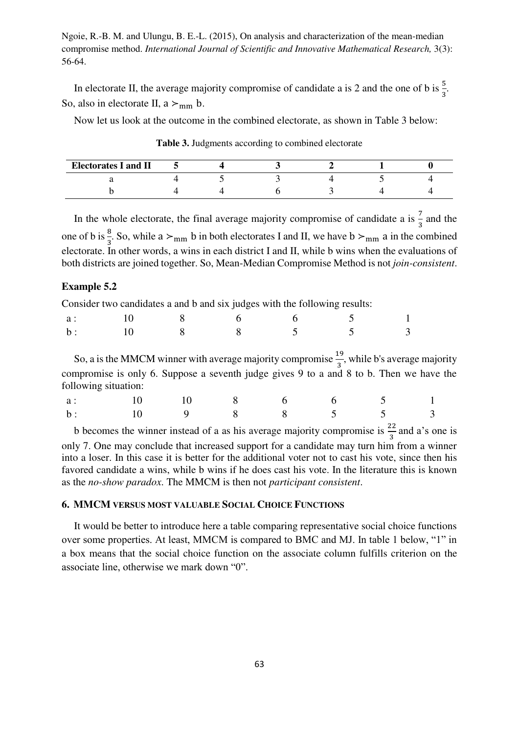In electorate II, the average majority compromise of candidate a is 2 and the one of b is $\frac{5}{3}$. So, also in electorate II, a $\succ_{\text{mm}}$ b.

Now let us look at the outcome in the combined electorate, as shown in Table 3 below:

**Table 3.** Judgments according to combined electorate

| Electorates I and II | 5 | 4 | 3 | 2 | 1 | 0 |
|---|---|---|---|---|---|---|
| a | 4 | 5 | 3 | 4 | 5 | 4 |
| b | 4 | 4 | 6 | 3 | 4 | 4 |

In the whole electorate, the final average majority compromise of candidate a is $\frac{7}{3}$ and the one of b is $\frac{8}{3}$. So, while a $\succ_{\text{mm}}$ b in both electorates I and II, we have b $\succ_{\text{mm}}$ a in the combined electorate. In other words, a wins in each district I and II, while b wins when the evaluations of both districts are joined together. So, Mean-Median Compromise Method is not *join-consistent*.

### Example 5.2

Consider two candidates a and b and six judges with the following results:

| | | | | | | |
|---|---|---|---|---|---|---|
| a : | 10 | 8 | 6 | 6 | 5 | 1 |
| b : | 10 | 8 | 8 | 5 | 5 | 3 |

So, a is the MMCM winner with average majority compromise $\frac{19}{3}$, while b's average majority compromise is only 6. Suppose a seventh judge gives 9 to a and 8 to b. Then we have the following situation:

| | | | | | | | |
|---|---|---|---|---|---|---|---|
| a : | 10 | 10 | 8 | 6 | 6 | 5 | 1 |
| b : | 10 | 9 | 8 | 8 | 5 | 5 | 3 |

b becomes the winner instead of a as his average majority compromise is $\frac{22}{3}$ and a's one is only 7. One may conclude that increased support for a candidate may turn him from a winner into a loser. In this case it is better for the additional voter not to cast his vote, since then his favored candidate a wins, while b wins if he does cast his vote. In the literature this is known as the *no-show paradox*. The MMCM is then not *participant consistent*.

## 6. MMCM versus most valuable Social Choice Functions

It would be better to introduce here a table comparing representative social choice functions over some properties. At least, MMCM is compared to BMC and MJ. In table 1 below, "1" in a box means that the social choice function on the associate column fulfills criterion on the associate line, otherwise we mark down "0".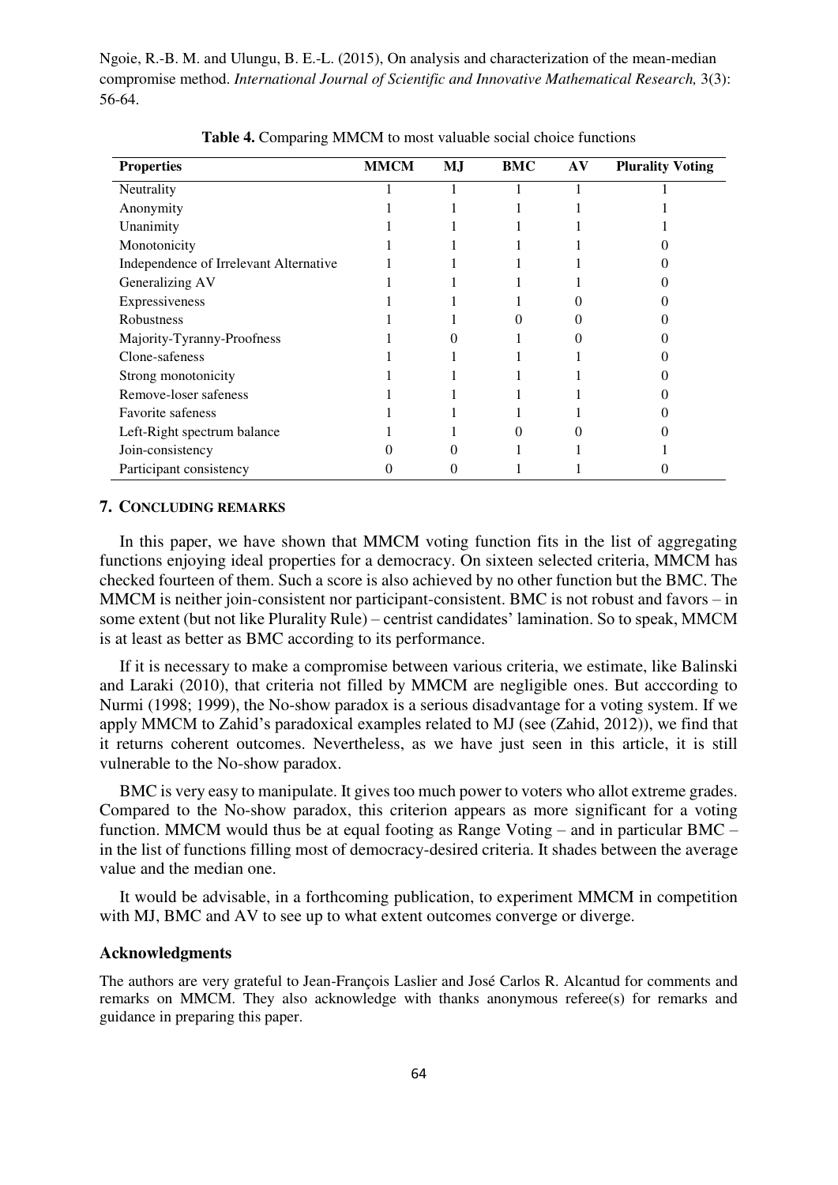Ngoie, R.-B. M. and Ulungu, B. E.-L. (2015), On analysis and characterization of the mean-median compromise method. *International Journal of Scientific and Innovative Mathematical Research,* 3(3): 56-64.

**Table 4.** Comparing MMCM to most valuable social choice functions

| Properties | MMCM | MJ | BMC | AV | Plurality Voting |
|---|---|---|---|---|---|
| Neutrality | 1 | 1 | 1 | 1 | 1 |
| Anonymity | 1 | 1 | 1 | 1 | 1 |
| Unanimity | 1 | 1 | 1 | 1 | 1 |
| Monotonicity | 1 | 1 | 1 | 1 | 0 |
| Independence of Irrelevant Alternative | 1 | 1 | 1 | 1 | 0 |
| Generalizing AV | 1 | 1 | 1 | 1 | 0 |
| Expressiveness | 1 | 1 | 1 | 0 | 0 |
| Robustness | 1 | 1 | 0 | 0 | 0 |
| Majority-Tyranny-Proofness | 1 | 0 | 1 | 0 | 0 |
| Clone-safeness | 1 | 1 | 1 | 1 | 0 |
| Strong monotonicity | 1 | 1 | 1 | 1 | 0 |
| Remove-loser safeness | 1 | 1 | 1 | 1 | 0 |
| Favorite safeness | 1 | 1 | 1 | 1 | 0 |
| Left-Right spectrum balance | 1 | 1 | 0 | 0 | 0 |
| Join-consistency | 0 | 0 | 1 | 1 | 1 |
| Participant consistency | 0 | 0 | 1 | 1 | 0 |

## 7. Concluding Remarks

In this paper, we have shown that MMCM voting function fits in the list of aggregating functions enjoying ideal properties for a democracy. On sixteen selected criteria, MMCM has checked fourteen of them. Such a score is also achieved by no other function but the BMC. The MMCM is neither join-consistent nor participant-consistent. BMC is not robust and favors – in some extent (but not like Plurality Rule) – centrist candidates' lamination. So to speak, MMCM is at least as better as BMC according to its performance.

If it is necessary to make a compromise between various criteria, we estimate, like Balinski and Laraki (2010), that criteria not filled by MMCM are negligible ones. But acccording to Nurmi (1998; 1999), the No-show paradox is a serious disadvantage for a voting system. If we apply MMCM to Zahid's paradoxical examples related to MJ (see (Zahid, 2012)), we find that it returns coherent outcomes. Nevertheless, as we have just seen in this article, it is still vulnerable to the No-show paradox.

BMC is very easy to manipulate. It gives too much power to voters who allot extreme grades. Compared to the No-show paradox, this criterion appears as more significant for a voting function. MMCM would thus be at equal footing as Range Voting – and in particular BMC – in the list of functions filling most of democracy-desired criteria. It shades between the average value and the median one.

It would be advisable, in a forthcoming publication, to experiment MMCM in competition with MJ, BMC and AV to see up to what extent outcomes converge or diverge.

### Acknowledgments

The authors are very grateful to Jean-François Laslier and José Carlos R. Alcantud for comments and remarks on MMCM. They also acknowledge with thanks anonymous referee(s) for remarks and guidance in preparing this paper.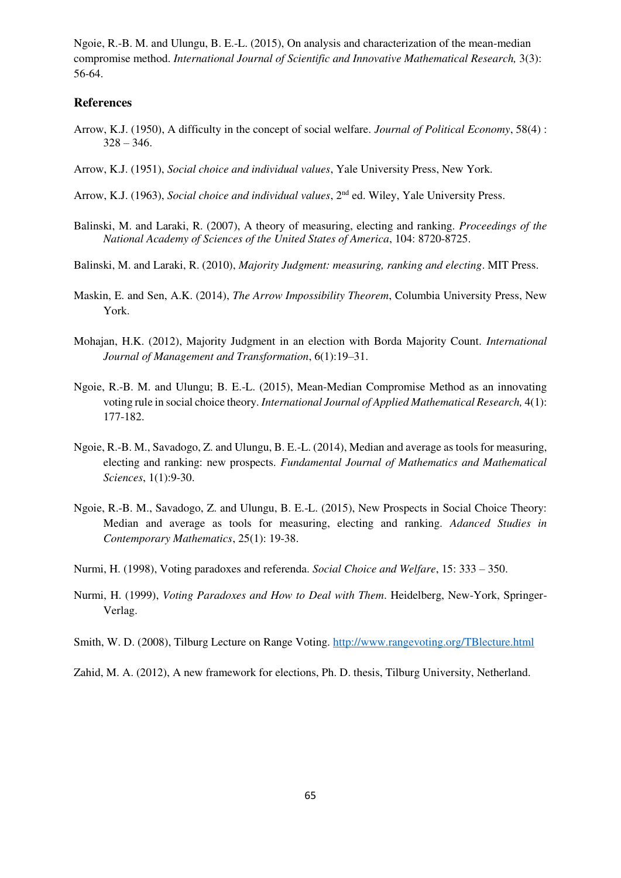Ngoie, R.-B. M. and Ulungu, B. E.-L. (2015), On analysis and characterization of the mean-median compromise method. *International Journal of Scientific and Innovative Mathematical Research,* 3(3): 56-64.

## References

Arrow, K.J. (1950), A difficulty in the concept of social welfare. *Journal of Political Economy*, 58(4) : 328 – 346.

Arrow, K.J. (1951), *Social choice and individual values*, Yale University Press, New York.

Arrow, K.J. (1963), *Social choice and individual values*, 2nd ed. Wiley, Yale University Press.

Balinski, M. and Laraki, R. (2007), A theory of measuring, electing and ranking. *Proceedings of the National Academy of Sciences of the United States of America*, 104: 8720-8725.

Balinski, M. and Laraki, R. (2010), *Majority Judgment: measuring, ranking and electing*. MIT Press.

Maskin, E. and Sen, A.K. (2014), *The Arrow Impossibility Theorem*, Columbia University Press, New York.

Mohajan, H.K. (2012), Majority Judgment in an election with Borda Majority Count. *International Journal of Management and Transformation*, 6(1):19–31.

Ngoie, R.-B. M. and Ulungu; B. E.-L. (2015), Mean-Median Compromise Method as an innovating voting rule in social choice theory. *International Journal of Applied Mathematical Research,* 4(1): 177-182.

Ngoie, R.-B. M., Savadogo, Z. and Ulungu, B. E.-L. (2014), Median and average as tools for measuring, electing and ranking: new prospects. *Fundamental Journal of Mathematics and Mathematical Sciences*, 1(1):9-30.

Ngoie, R.-B. M., Savadogo, Z. and Ulungu, B. E.-L. (2015), New Prospects in Social Choice Theory: Median and average as tools for measuring, electing and ranking. *Adanced Studies in Contemporary Mathematics*, 25(1): 19-38.

Nurmi, H. (1998), Voting paradoxes and referenda. *Social Choice and Welfare*, 15: 333 – 350.

Nurmi, H. (1999), *Voting Paradoxes and How to Deal with Them*. Heidelberg, New-York, Springer-Verlag.

Smith, W. D. (2008), Tilburg Lecture on Range Voting. http://www.rangevoting.org/TBlecture.html

Zahid, M. A. (2012), A new framework for elections, Ph. D. thesis, Tilburg University, Netherland.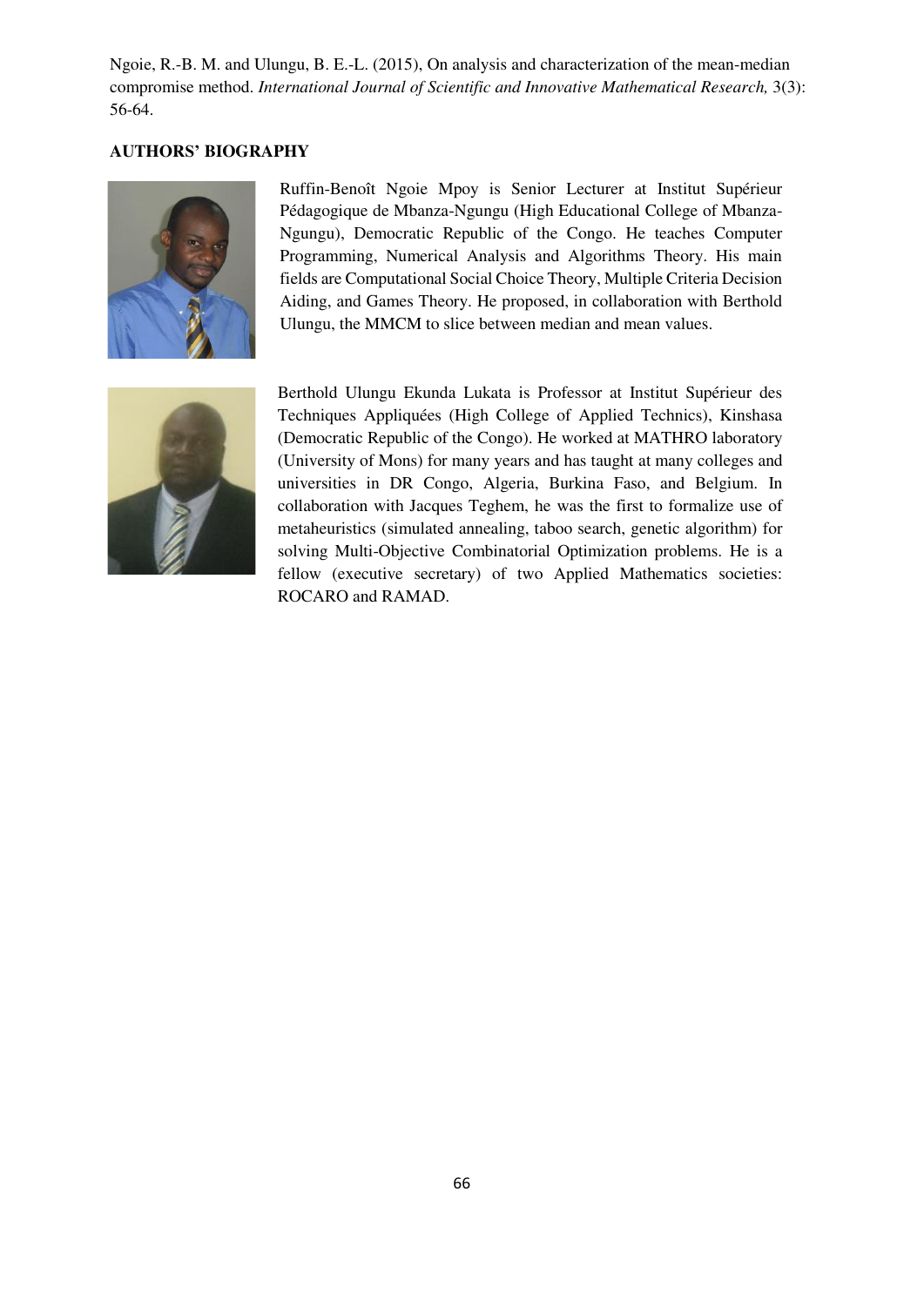Ngoie, R.-B. M. and Ulungu, B. E.-L. (2015), On analysis and characterization of the mean-median compromise method. *International Journal of Scientific and Innovative Mathematical Research,* 3(3): 56-64.

**AUTHORS' BIOGRAPHY**

Ruffin-Benoît Ngoie Mpoy is Senior Lecturer at Institut Supérieur Pédagogique de Mbanza-Ngungu (High Educational College of Mbanza-Ngungu), Democratic Republic of the Congo. He teaches Computer Programming, Numerical Analysis and Algorithms Theory. His main fields are Computational Social Choice Theory, Multiple Criteria Decision Aiding, and Games Theory. He proposed, in collaboration with Berthold Ulungu, the MMCM to slice between median and mean values.

Berthold Ulungu Ekunda Lukata is Professor at Institut Supérieur des Techniques Appliquées (High College of Applied Technics), Kinshasa (Democratic Republic of the Congo). He worked at MATHRO laboratory (University of Mons) for many years and has taught at many colleges and universities in DR Congo, Algeria, Burkina Faso, and Belgium. In collaboration with Jacques Teghem, he was the first to formalize use of metaheuristics (simulated annealing, taboo search, genetic algorithm) for solving Multi-Objective Combinatorial Optimization problems. He is a fellow (executive secretary) of two Applied Mathematics societies: ROCARO and RAMAD.